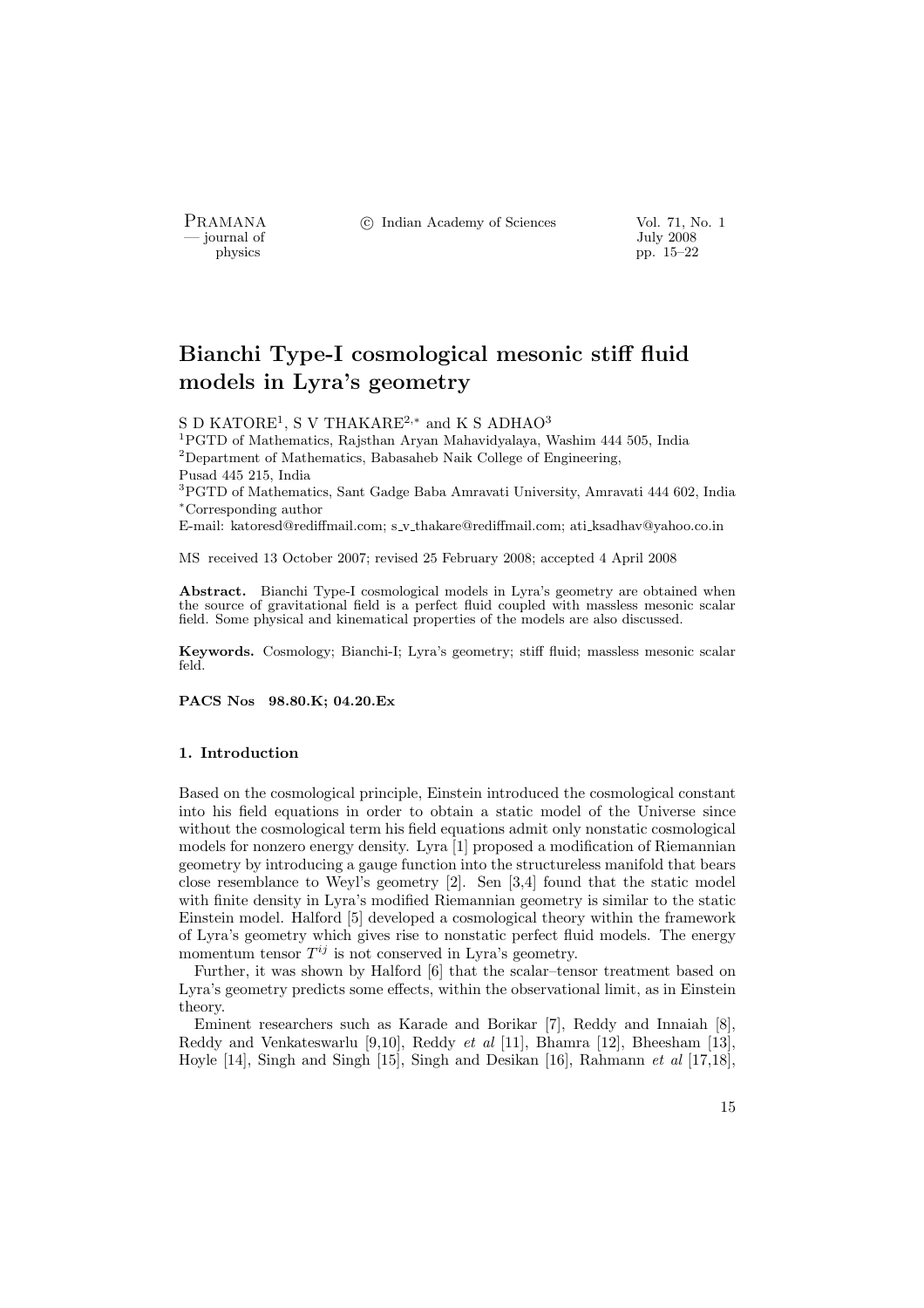# Bianchi Type-I cosmological mesonic stiff fluid models in Lyra's geometry

S D KATORE[1], S V THAKARE[2,*] and K S ADHAO[3]

[1]PGTD of Mathematics, Rajsthan Aryan Mahavidyalaya, Washim 444 505, India
[2]Department of Mathematics, Babasaheb Naik College of Engineering, Pusad 445 215, India
[3]PGTD of Mathematics, Sant Gadge Baba Amravati University, Amravati 444 602, India
[*]Corresponding author
E-mail: katoresd@rediffmail.com; s_v_thakare@rediffmail.com; ati_ksadhav@yahoo.co.in

MS received 13 October 2007; revised 25 February 2008; accepted 4 April 2008

**Abstract.** Bianchi Type-I cosmological models in Lyra's geometry are obtained when the source of gravitational field is a perfect fluid coupled with massless mesonic scalar field. Some physical and kinematical properties of the models are also discussed.

**Keywords.** Cosmology; Bianchi-I; Lyra's geometry; stiff fluid; massless mesonic scalar feld.

**PACS Nos 98.80.K; 04.20.Ex**

## 1. Introduction

Based on the cosmological principle, Einstein introduced the cosmological constant into his field equations in order to obtain a static model of the Universe since without the cosmological term his field equations admit only nonstatic cosmological models for nonzero energy density. Lyra [1] proposed a modification of Riemannian geometry by introducing a gauge function into the structureless manifold that bears close resemblance to Weyl's geometry [2]. Sen [3,4] found that the static model with finite density in Lyra's modified Riemannian geometry is similar to the static Einstein model. Halford [5] developed a cosmological theory within the framework of Lyra's geometry which gives rise to nonstatic perfect fluid models. The energy momentum tensor $T^{ij}$ is not conserved in Lyra's geometry.

Further, it was shown by Halford [6] that the scalar–tensor treatment based on Lyra's geometry predicts some effects, within the observational limit, as in Einstein theory.

Eminent researchers such as Karade and Borikar [7], Reddy and Innaiah [8], Reddy and Venkateswarlu [9,10], Reddy *et al* [11], Bhamra [12], Bheesham [13], Hoyle [14], Singh and Singh [15], Singh and Desikan [16], Rahmann *et al* [17,18],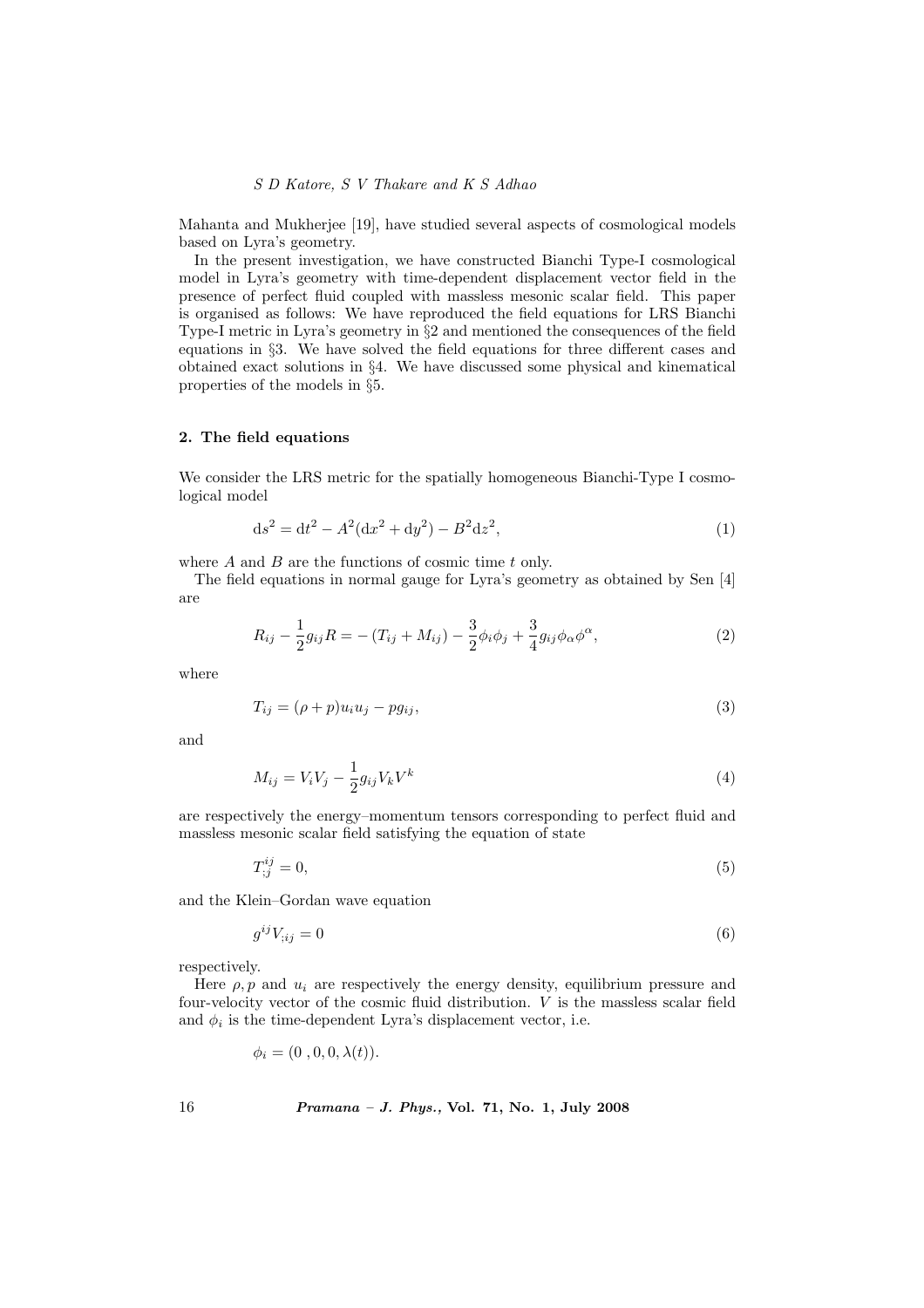Mahanta and Mukherjee [19], have studied several aspects of cosmological models based on Lyra's geometry.

In the present investigation, we have constructed Bianchi Type-I cosmological model in Lyra's geometry with time-dependent displacement vector field in the presence of perfect fluid coupled with massless mesonic scalar field. This paper is organised as follows: We have reproduced the field equations for LRS Bianchi Type-I metric in Lyra's geometry in §2 and mentioned the consequences of the field equations in §3. We have solved the field equations for three different cases and obtained exact solutions in §4. We have discussed some physical and kinematical properties of the models in §5.

## 2. The field equations

We consider the LRS metric for the spatially homogeneous Bianchi-Type I cosmological model

$$\mathrm{d}s^2 = \mathrm{d}t^2 - A^2(\mathrm{d}x^2 + \mathrm{d}y^2) - B^2\mathrm{d}z^2, \tag{1}$$

where $A$ and $B$ are the functions of cosmic time $t$ only.

The field equations in normal gauge for Lyra's geometry as obtained by Sen [4] are

$$R_{ij} - \frac{1}{2}g_{ij}R = -(T_{ij} + M_{ij}) - \frac{3}{2}\phi_i\phi_j + \frac{3}{4}g_{ij}\phi_\alpha\phi^\alpha, \tag{2}$$

where

$$T_{ij} = (\rho + p)u_i u_j - p g_{ij}, \tag{3}$$

and

$$M_{ij} = V_i V_j - \frac{1}{2}g_{ij}V_k V^k \tag{4}$$

are respectively the energy–momentum tensors corresponding to perfect fluid and massless mesonic scalar field satisfying the equation of state

$$T^{ij}_{;j} = 0, \tag{5}$$

and the Klein–Gordan wave equation

$$g^{ij}V_{;ij} = 0 \tag{6}$$

respectively.

Here $\rho, p$ and $u_i$ are respectively the energy density, equilibrium pressure and four-velocity vector of the cosmic fluid distribution. $V$ is the massless scalar field and $\phi_i$ is the time-dependent Lyra's displacement vector, i.e.

$$\phi_i = (0\ , 0, 0, \lambda(t)).$$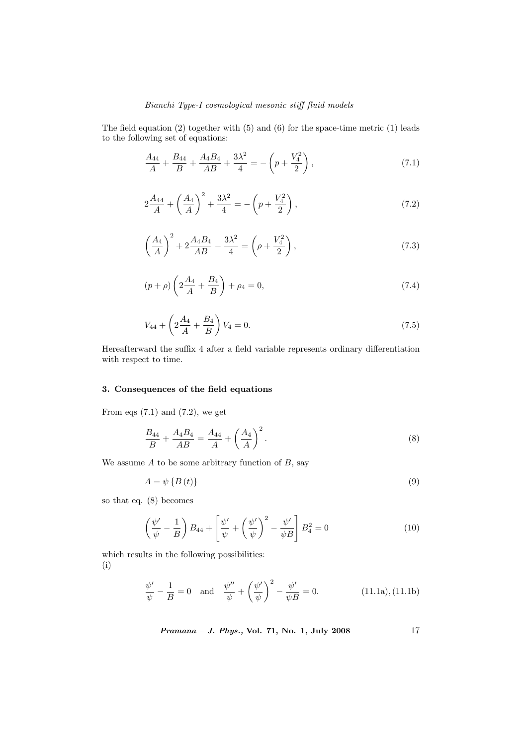The field equation (2) together with (5) and (6) for the space-time metric (1) leads to the following set of equations:

$$\frac{A_{44}}{A} + \frac{B_{44}}{B} + \frac{A_4 B_4}{AB} + \frac{3\lambda^2}{4} = -\left(p + \frac{V_4^2}{2}\right), \tag{7.1}$$

$$2\frac{A_{44}}{A} + \left(\frac{A_4}{A}\right)^2 + \frac{3\lambda^2}{4} = -\left(p + \frac{V_4^2}{2}\right), \tag{7.2}$$

$$\left(\frac{A_4}{A}\right)^2 + 2\frac{A_4 B_4}{AB} - \frac{3\lambda^2}{4} = \left(\rho + \frac{V_4^2}{2}\right), \tag{7.3}$$

$$(p + \rho)\left(2\frac{A_4}{A} + \frac{B_4}{B}\right) + \rho_4 = 0, \tag{7.4}$$

$$V_{44} + \left(2\frac{A_4}{A} + \frac{B_4}{B}\right) V_4 = 0. \tag{7.5}$$

Hereafterward the suffix 4 after a field variable represents ordinary differentiation with respect to time.

## 3. Consequences of the field equations

From eqs (7.1) and (7.2), we get

$$\frac{B_{44}}{B} + \frac{A_4 B_4}{AB} = \frac{A_{44}}{A} + \left(\frac{A_4}{A}\right)^2. \tag{8}$$

We assume $A$ to be some arbitrary function of $B$, say

$$A = \psi\left\{B\left(t\right)\right\} \tag{9}$$

so that eq. (8) becomes

$$\left(\frac{\psi'}{\psi} - \frac{1}{B}\right) B_{44} + \left[\frac{\psi'}{\psi} + \left(\frac{\psi'}{\psi}\right)^2 - \frac{\psi'}{\psi B}\right] B_4^2 = 0 \tag{10}$$

which results in the following possibilities:
(i)

$$\frac{\psi'}{\psi} - \frac{1}{B} = 0 \quad \text{and} \quad \frac{\psi''}{\psi} + \left(\frac{\psi'}{\psi}\right)^2 - \frac{\psi'}{\psi B} = 0. \tag{11.1a), (11.1b}$$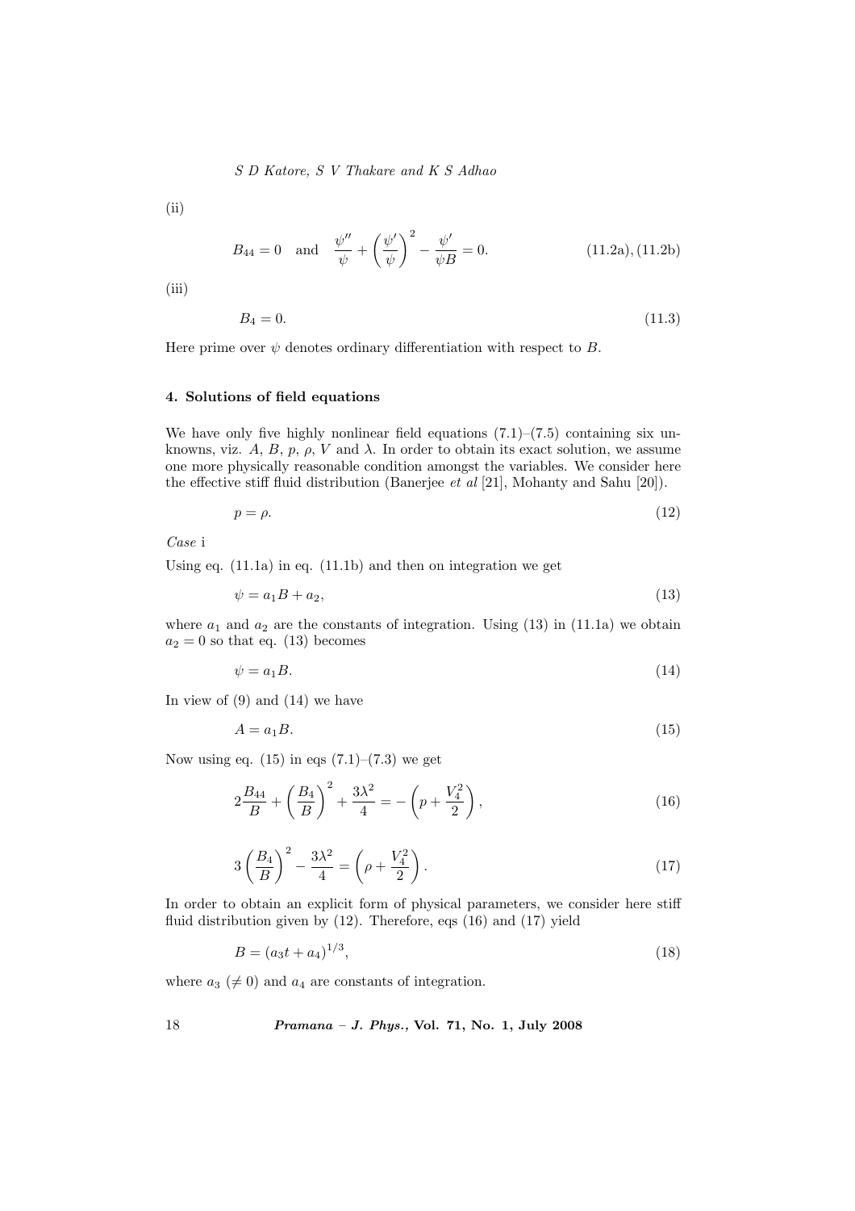(ii)

$$B_{44} = 0 \quad \text{and} \quad \frac{\psi''}{\psi} + \left(\frac{\psi'}{\psi}\right)^2 - \frac{\psi'}{\psi B} = 0. \tag{11.2a), (11.2b}$$

(iii)

$$B_4 = 0. \tag{11.3}$$

Here prime over $\psi$ denotes ordinary differentiation with respect to $B$.

## 4. Solutions of field equations

We have only five highly nonlinear field equations (7.1)–(7.5) containing six unknowns, viz. $A$, $B$, $p$, $\rho$, $V$ and $\lambda$. In order to obtain its exact solution, we assume one more physically reasonable condition amongst the variables. We consider here the effective stiff fluid distribution (Banerjee *et al* [21], Mohanty and Sahu [20]).

$$p = \rho. \tag{12}$$

*Case* i

Using eq. (11.1a) in eq. (11.1b) and then on integration we get

$$\psi = a_1 B + a_2, \tag{13}$$

where $a_1$ and $a_2$ are the constants of integration. Using (13) in (11.1a) we obtain $a_2 = 0$ so that eq. (13) becomes

$$\psi = a_1 B. \tag{14}$$

In view of (9) and (14) we have

$$A = a_1 B. \tag{15}$$

Now using eq. (15) in eqs (7.1)–(7.3) we get

$$2\frac{B_{44}}{B} + \left(\frac{B_4}{B}\right)^2 + \frac{3\lambda^2}{4} = -\left(p + \frac{V_4^2}{2}\right), \tag{16}$$

$$3\left(\frac{B_4}{B}\right)^2 - \frac{3\lambda^2}{4} = \left(\rho + \frac{V_4^2}{2}\right). \tag{17}$$

In order to obtain an explicit form of physical parameters, we consider here stiff fluid distribution given by (12). Therefore, eqs (16) and (17) yield

$$B = (a_3 t + a_4)^{1/3}, \tag{18}$$

where $a_3$ ($\neq 0$) and $a_4$ are constants of integration.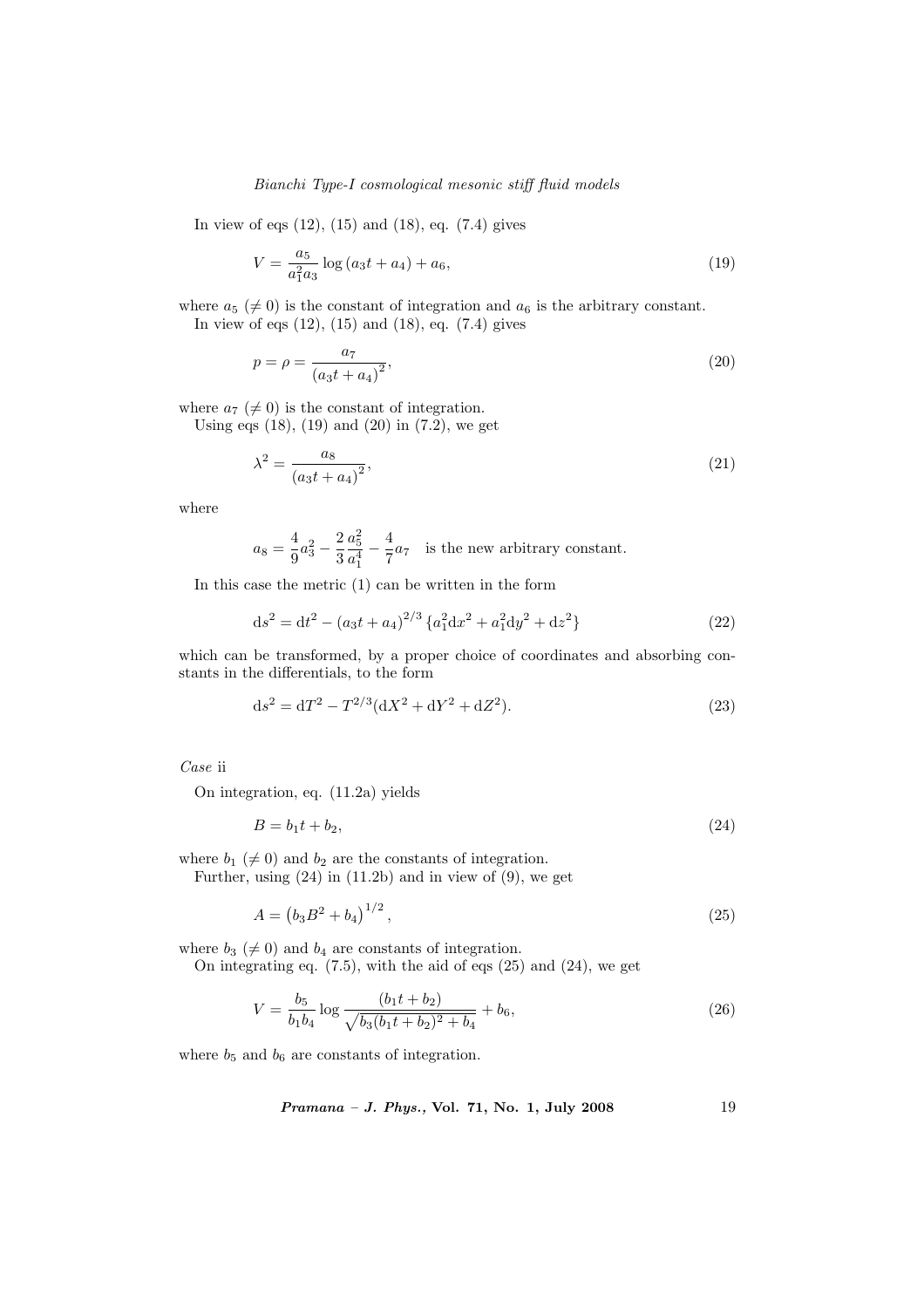In view of eqs (12), (15) and (18), eq. (7.4) gives

$$V = \frac{a_5}{a_1^2 a_3} \log (a_3 t + a_4) + a_6, \tag{19}$$

where $a_5$ ($\neq 0$) is the constant of integration and $a_6$ is the arbitrary constant.

In view of eqs (12), (15) and (18), eq. (7.4) gives

$$p = \rho = \frac{a_7}{(a_3 t + a_4)^2}, \tag{20}$$

where $a_7$ ($\neq 0$) is the constant of integration.

Using eqs (18), (19) and (20) in (7.2), we get

$$\lambda^2 = \frac{a_8}{(a_3 t + a_4)^2}, \tag{21}$$

where

$$a_8 = \frac{4}{9} a_3^2 - \frac{2}{3} \frac{a_5^2}{a_1^4} - \frac{4}{7} a_7 \quad \text{is the new arbitrary constant.}$$

In this case the metric (1) can be written in the form

$$\mathrm{d}s^2 = \mathrm{d}t^2 - (a_3 t + a_4)^{2/3} \{a_1^2 \mathrm{d}x^2 + a_1^2 \mathrm{d}y^2 + \mathrm{d}z^2\} \tag{22}$$

which can be transformed, by a proper choice of coordinates and absorbing constants in the differentials, to the form

$$\mathrm{d}s^2 = \mathrm{d}T^2 - T^{2/3}(\mathrm{d}X^2 + \mathrm{d}Y^2 + \mathrm{d}Z^2). \tag{23}$$

*Case* ii

On integration, eq. (11.2a) yields

$$B = b_1 t + b_2, \tag{24}$$

where $b_1$ ($\neq 0$) and $b_2$ are the constants of integration.

Further, using (24) in (11.2b) and in view of (9), we get

$$A = \left(b_3 B^2 + b_4\right)^{1/2}, \tag{25}$$

where $b_3$ ($\neq 0$) and $b_4$ are constants of integration.

On integrating eq. (7.5), with the aid of eqs (25) and (24), we get

$$V = \frac{b_5}{b_1 b_4} \log \frac{(b_1 t + b_2)}{\sqrt{b_3 (b_1 t + b_2)^2 + b_4}} + b_6, \tag{26}$$

where $b_5$ and $b_6$ are constants of integration.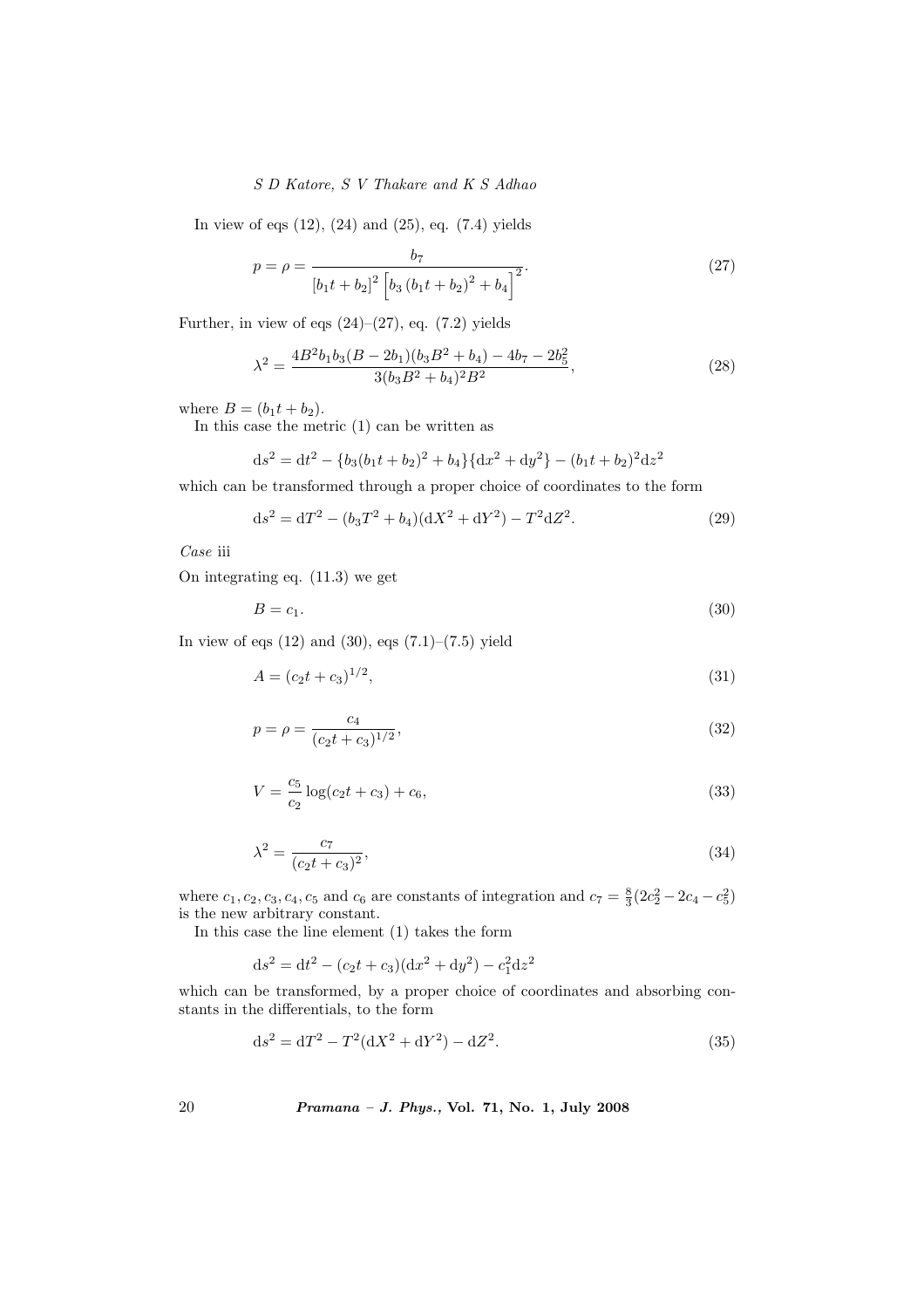In view of eqs (12), (24) and (25), eq. (7.4) yields

$$p = \rho = \frac{b_7}{[b_1 t + b_2]^2 \left[ b_3 (b_1 t + b_2)^2 + b_4 \right]^2}. \tag{27}$$

Further, in view of eqs (24)–(27), eq. (7.2) yields

$$\lambda^2 = \frac{4B^2 b_1 b_3 (B - 2b_1)(b_3 B^2 + b_4) - 4b_7 - 2b_5^2}{3(b_3 B^2 + b_4)^2 B^2}, \tag{28}$$

where $B = (b_1 t + b_2)$.

In this case the metric (1) can be written as

$$\mathrm{d}s^2 = \mathrm{d}t^2 - \{b_3(b_1 t + b_2)^2 + b_4\}\{\mathrm{d}x^2 + \mathrm{d}y^2\} - (b_1 t + b_2)^2 \mathrm{d}z^2$$

which can be transformed through a proper choice of coordinates to the form

$$\mathrm{d}s^2 = \mathrm{d}T^2 - (b_3 T^2 + b_4)(\mathrm{d}X^2 + \mathrm{d}Y^2) - T^2 \mathrm{d}Z^2. \tag{29}$$

*Case* iii

On integrating eq. (11.3) we get

$$B = c_1. \tag{30}$$

In view of eqs (12) and (30), eqs (7.1)–(7.5) yield

$$A = (c_2 t + c_3)^{1/2}, \tag{31}$$

$$p = \rho = \frac{c_4}{(c_2 t + c_3)^{1/2}}, \tag{32}$$

$$V = \frac{c_5}{c_2} \log(c_2 t + c_3) + c_6, \tag{33}$$

$$\lambda^2 = \frac{c_7}{(c_2 t + c_3)^2}, \tag{34}$$

where $c_1, c_2, c_3, c_4, c_5$ and $c_6$ are constants of integration and $c_7 = \frac{8}{3}(2c_2^2 - 2c_4 - c_5^2)$ is the new arbitrary constant.

In this case the line element (1) takes the form

$$\mathrm{d}s^2 = \mathrm{d}t^2 - (c_2 t + c_3)(\mathrm{d}x^2 + \mathrm{d}y^2) - c_1^2 \mathrm{d}z^2$$

which can be transformed, by a proper choice of coordinates and absorbing constants in the differentials, to the form

$$\mathrm{d}s^2 = \mathrm{d}T^2 - T^2(\mathrm{d}X^2 + \mathrm{d}Y^2) - \mathrm{d}Z^2. \tag{35}$$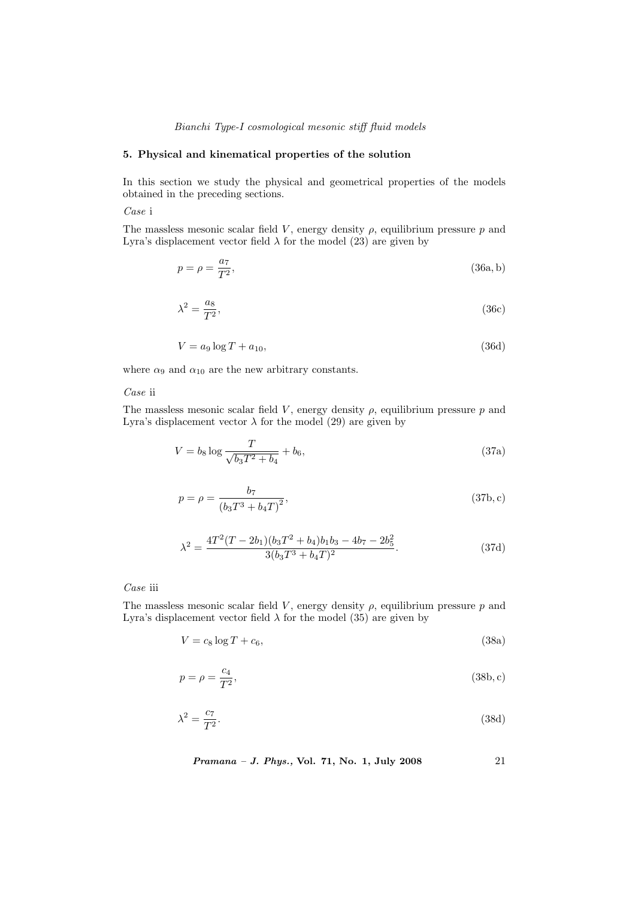## 5. Physical and kinematical properties of the solution

In this section we study the physical and geometrical properties of the models obtained in the preceding sections.

*Case* i

The massless mesonic scalar field $V$, energy density $\rho$, equilibrium pressure $p$ and Lyra's displacement vector field $\lambda$ for the model (23) are given by

$$p = \rho = \frac{a_7}{T^2}, \tag{36a, b}$$

$$\lambda^2 = \frac{a_8}{T^2}, \tag{36c}$$

$$V = a_9 \log T + a_{10}, \tag{36d}$$

where $\alpha_9$ and $\alpha_{10}$ are the new arbitrary constants.

*Case* ii

The massless mesonic scalar field $V$, energy density $\rho$, equilibrium pressure $p$ and Lyra's displacement vector $\lambda$ for the model (29) are given by

$$V = b_8 \log \frac{T}{\sqrt{b_3 T^2 + b_4}} + b_6, \tag{37a}$$

$$p = \rho = \frac{b_7}{(b_3 T^3 + b_4 T)^2}, \tag{37b, c}$$

$$\lambda^2 = \frac{4T^2(T - 2b_1)(b_3 T^2 + b_4)b_1 b_3 - 4b_7 - 2b_5^2}{3(b_3 T^3 + b_4 T)^2}. \tag{37d}$$

*Case* iii

The massless mesonic scalar field $V$, energy density $\rho$, equilibrium pressure $p$ and Lyra's displacement vector field $\lambda$ for the model (35) are given by

$$V = c_8 \log T + c_6, \tag{38a}$$

$$p = \rho = \frac{c_4}{T^2}, \tag{38b, c}$$

$$\lambda^2 = \frac{c_7}{T^2}. \tag{38d}$$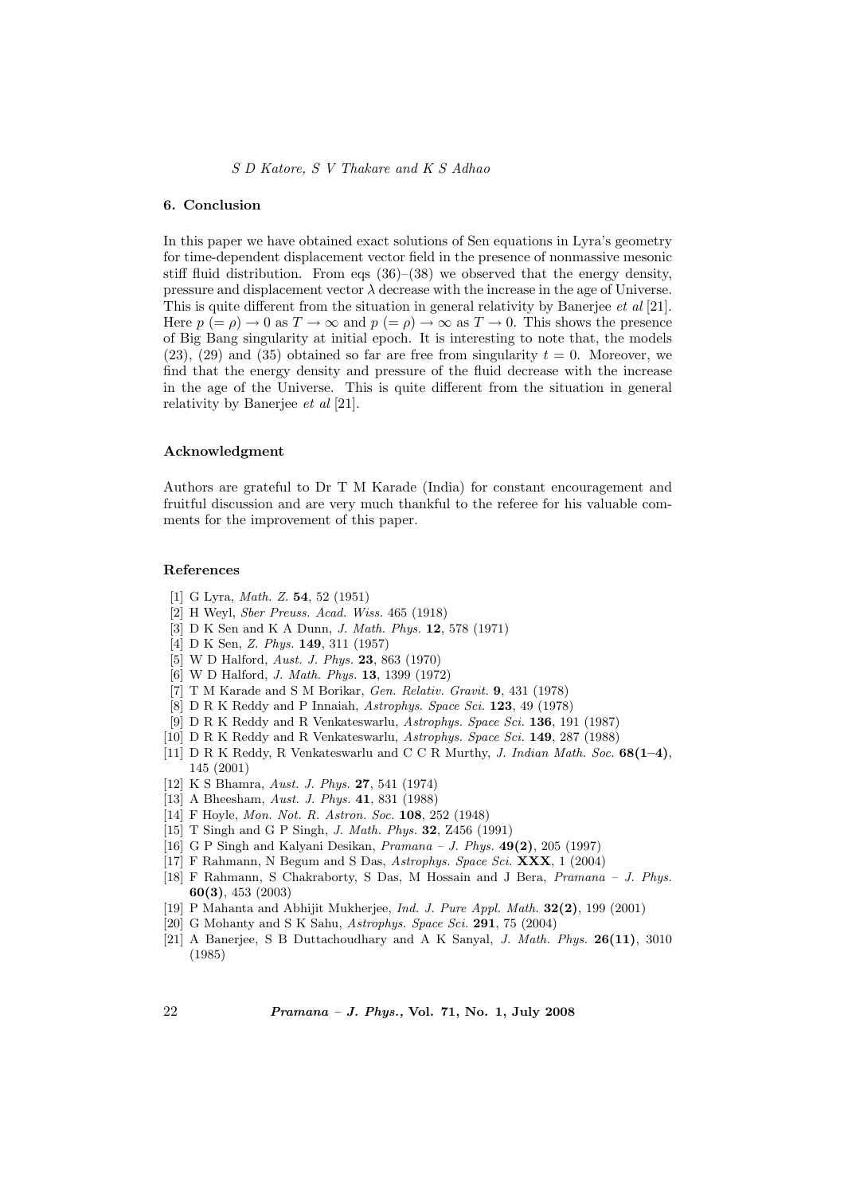## 6. Conclusion

In this paper we have obtained exact solutions of Sen equations in Lyra's geometry for time-dependent displacement vector field in the presence of nonmassive mesonic stiff fluid distribution. From eqs (36)–(38) we observed that the energy density, pressure and displacement vector $\lambda$ decrease with the increase in the age of Universe. This is quite different from the situation in general relativity by Banerjee *et al* [21]. Here $p\ (=\rho) \to 0$ as $T \to \infty$ and $p\ (=\rho) \to \infty$ as $T \to 0$. This shows the presence of Big Bang singularity at initial epoch. It is interesting to note that, the models (23), (29) and (35) obtained so far are free from singularity $t = 0$. Moreover, we find that the energy density and pressure of the fluid decrease with the increase in the age of the Universe. This is quite different from the situation in general relativity by Banerjee *et al* [21].

### Acknowledgment

Authors are grateful to Dr T M Karade (India) for constant encouragement and fruitful discussion and are very much thankful to the referee for his valuable comments for the improvement of this paper.

### References

[1] G Lyra, *Math. Z.* **54**, 52 (1951)
[2] H Weyl, *Sber Preuss. Acad. Wiss.* 465 (1918)
[3] D K Sen and K A Dunn, *J. Math. Phys.* **12**, 578 (1971)
[4] D K Sen, *Z. Phys.* **149**, 311 (1957)
[5] W D Halford, *Aust. J. Phys.* **23**, 863 (1970)
[6] W D Halford, *J. Math. Phys.* **13**, 1399 (1972)
[7] T M Karade and S M Borikar, *Gen. Relativ. Gravit.* **9**, 431 (1978)
[8] D R K Reddy and P Innaiah, *Astrophys. Space Sci.* **123**, 49 (1978)
[9] D R K Reddy and R Venkateswarlu, *Astrophys. Space Sci.* **136**, 191 (1987)
[10] D R K Reddy and R Venkateswarlu, *Astrophys. Space Sci.* **149**, 287 (1988)
[11] D R K Reddy, R Venkateswarlu and C C R Murthy, *J. Indian Math. Soc.* **68(1–4)**, 145 (2001)
[12] K S Bhamra, *Aust. J. Phys.* **27**, 541 (1974)
[13] A Bheesham, *Aust. J. Phys.* **41**, 831 (1988)
[14] F Hoyle, *Mon. Not. R. Astron. Soc.* **108**, 252 (1948)
[15] T Singh and G P Singh, *J. Math. Phys.* **32**, Z456 (1991)
[16] G P Singh and Kalyani Desikan, *Pramana – J. Phys.* **49(2)**, 205 (1997)
[17] F Rahmann, N Begum and S Das, *Astrophys. Space Sci.* **XXX**, 1 (2004)
[18] F Rahmann, S Chakraborty, S Das, M Hossain and J Bera, *Pramana – J. Phys.* **60(3)**, 453 (2003)
[19] P Mahanta and Abhijit Mukherjee, *Ind. J. Pure Appl. Math.* **32(2)**, 199 (2001)
[20] G Mohanty and S K Sahu, *Astrophys. Space Sci.* **291**, 75 (2004)
[21] A Banerjee, S B Duttachoudhary and A K Sanyal, *J. Math. Phys.* **26(11)**, 3010 (1985)